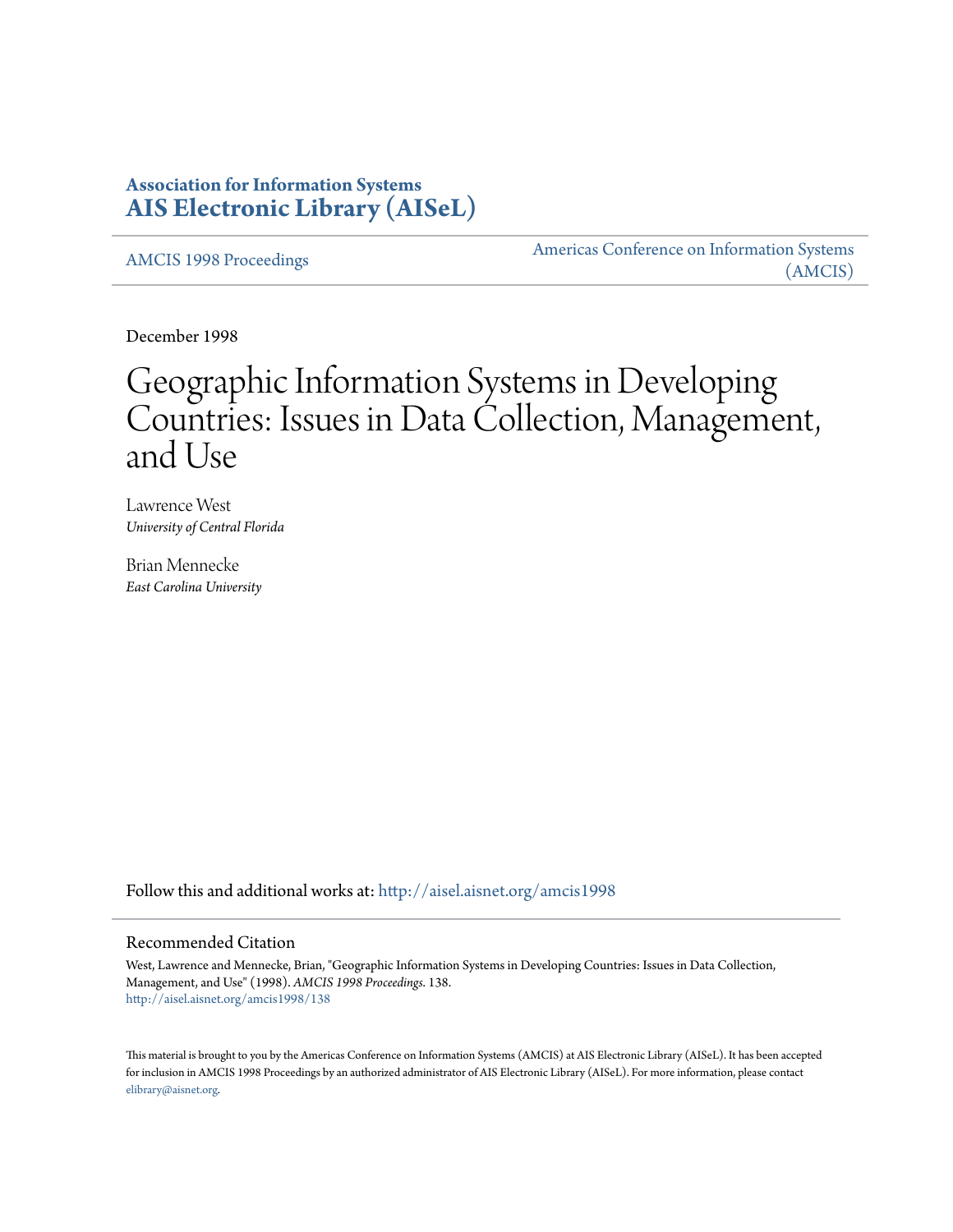**Association for Information Systems**
**AIS Electronic Library (AISeL)**

AMCIS 1998 Proceedings | Americas Conference on Information Systems (AMCIS)

December 1998

# Geographic Information Systems in Developing Countries: Issues in Data Collection, Management, and Use

Lawrence West
*University of Central Florida*

Brian Mennecke
*East Carolina University*

Follow this and additional works at: http://aisel.aisnet.org/amcis1998

## Recommended Citation

West, Lawrence and Mennecke, Brian, "Geographic Information Systems in Developing Countries: Issues in Data Collection, Management, and Use" (1998). *AMCIS 1998 Proceedings*. 138.
http://aisel.aisnet.org/amcis1998/138

This material is brought to you by the Americas Conference on Information Systems (AMCIS) at AIS Electronic Library (AISeL). It has been accepted for inclusion in AMCIS 1998 Proceedings by an authorized administrator of AIS Electronic Library (AISeL). For more information, please contact elibrary@aisnet.org.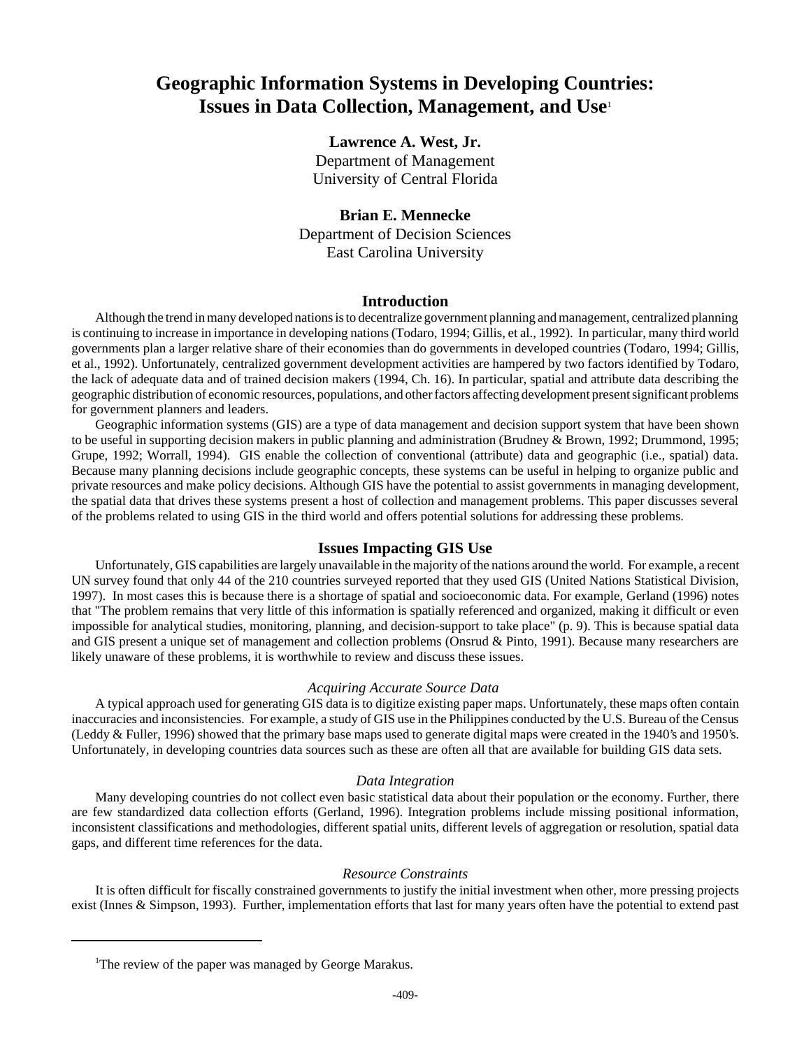# Geographic Information Systems in Developing Countries: Issues in Data Collection, Management, and Use[1]

**Lawrence A. West, Jr.**
Department of Management
University of Central Florida

**Brian E. Mennecke**
Department of Decision Sciences
East Carolina University

## Introduction

Although the trend in many developed nations is to decentralize government planning and management, centralized planning is continuing to increase in importance in developing nations (Todaro, 1994; Gillis, et al., 1992). In particular, many third world governments plan a larger relative share of their economies than do governments in developed countries (Todaro, 1994; Gillis, et al., 1992). Unfortunately, centralized government development activities are hampered by two factors identified by Todaro, the lack of adequate data and of trained decision makers (1994, Ch. 16). In particular, spatial and attribute data describing the geographic distribution of economic resources, populations, and other factors affecting development present significant problems for government planners and leaders.

Geographic information systems (GIS) are a type of data management and decision support system that have been shown to be useful in supporting decision makers in public planning and administration (Brudney & Brown, 1992; Drummond, 1995; Grupe, 1992; Worrall, 1994). GIS enable the collection of conventional (attribute) data and geographic (i.e., spatial) data. Because many planning decisions include geographic concepts, these systems can be useful in helping to organize public and private resources and make policy decisions. Although GIS have the potential to assist governments in managing development, the spatial data that drives these systems present a host of collection and management problems. This paper discusses several of the problems related to using GIS in the third world and offers potential solutions for addressing these problems.

## Issues Impacting GIS Use

Unfortunately, GIS capabilities are largely unavailable in the majority of the nations around the world. For example, a recent UN survey found that only 44 of the 210 countries surveyed reported that they used GIS (United Nations Statistical Division, 1997). In most cases this is because there is a shortage of spatial and socioeconomic data. For example, Gerland (1996) notes that "The problem remains that very little of this information is spatially referenced and organized, making it difficult or even impossible for analytical studies, monitoring, planning, and decision-support to take place" (p. 9). This is because spatial data and GIS present a unique set of management and collection problems (Onsrud & Pinto, 1991). Because many researchers are likely unaware of these problems, it is worthwhile to review and discuss these issues.

### *Acquiring Accurate Source Data*

A typical approach used for generating GIS data is to digitize existing paper maps. Unfortunately, these maps often contain inaccuracies and inconsistencies. For example, a study of GIS use in the Philippines conducted by the U.S. Bureau of the Census (Leddy & Fuller, 1996) showed that the primary base maps used to generate digital maps were created in the 1940's and 1950's. Unfortunately, in developing countries data sources such as these are often all that are available for building GIS data sets.

### *Data Integration*

Many developing countries do not collect even basic statistical data about their population or the economy. Further, there are few standardized data collection efforts (Gerland, 1996). Integration problems include missing positional information, inconsistent classifications and methodologies, different spatial units, different levels of aggregation or resolution, spatial data gaps, and different time references for the data.

### *Resource Constraints*

It is often difficult for fiscally constrained governments to justify the initial investment when other, more pressing projects exist (Innes & Simpson, 1993). Further, implementation efforts that last for many years often have the potential to extend past

[1]The review of the paper was managed by George Marakus.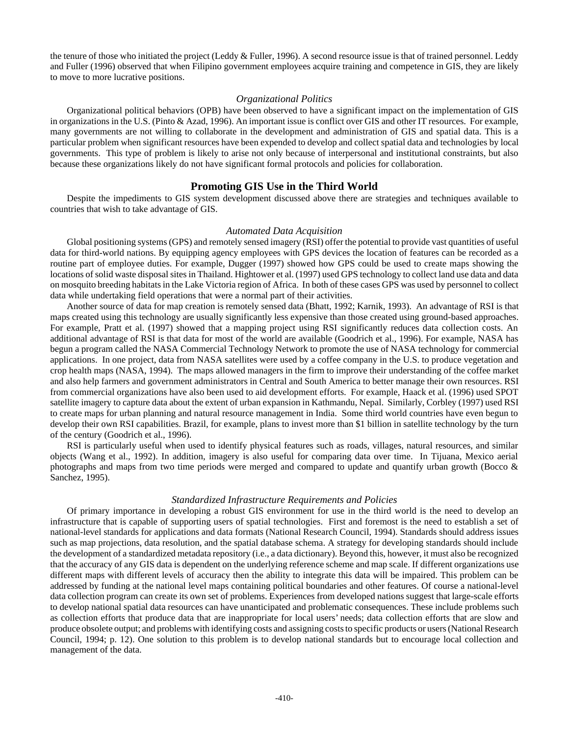the tenure of those who initiated the project (Leddy & Fuller, 1996). A second resource issue is that of trained personnel. Leddy and Fuller (1996) observed that when Filipino government employees acquire training and competence in GIS, they are likely to move to more lucrative positions.

### *Organizational Politics*

Organizational political behaviors (OPB) have been observed to have a significant impact on the implementation of GIS in organizations in the U.S. (Pinto & Azad, 1996). An important issue is conflict over GIS and other IT resources. For example, many governments are not willing to collaborate in the development and administration of GIS and spatial data. This is a particular problem when significant resources have been expended to develop and collect spatial data and technologies by local governments. This type of problem is likely to arise not only because of interpersonal and institutional constraints, but also because these organizations likely do not have significant formal protocols and policies for collaboration.

## Promoting GIS Use in the Third World

Despite the impediments to GIS system development discussed above there are strategies and techniques available to countries that wish to take advantage of GIS.

### *Automated Data Acquisition*

Global positioning systems (GPS) and remotely sensed imagery (RSI) offer the potential to provide vast quantities of useful data for third-world nations. By equipping agency employees with GPS devices the location of features can be recorded as a routine part of employee duties. For example, Dugger (1997) showed how GPS could be used to create maps showing the locations of solid waste disposal sites in Thailand. Hightower et al. (1997) used GPS technology to collect land use data and data on mosquito breeding habitats in the Lake Victoria region of Africa. In both of these cases GPS was used by personnel to collect data while undertaking field operations that were a normal part of their activities.

Another source of data for map creation is remotely sensed data (Bhatt, 1992; Karnik, 1993). An advantage of RSI is that maps created using this technology are usually significantly less expensive than those created using ground-based approaches. For example, Pratt et al. (1997) showed that a mapping project using RSI significantly reduces data collection costs. An additional advantage of RSI is that data for most of the world are available (Goodrich et al., 1996). For example, NASA has begun a program called the NASA Commercial Technology Network to promote the use of NASA technology for commercial applications. In one project, data from NASA satellites were used by a coffee company in the U.S. to produce vegetation and crop health maps (NASA, 1994). The maps allowed managers in the firm to improve their understanding of the coffee market and also help farmers and government administrators in Central and South America to better manage their own resources. RSI from commercial organizations have also been used to aid development efforts. For example, Haack et al. (1996) used SPOT satellite imagery to capture data about the extent of urban expansion in Kathmandu, Nepal. Similarly, Corbley (1997) used RSI to create maps for urban planning and natural resource management in India. Some third world countries have even begun to develop their own RSI capabilities. Brazil, for example, plans to invest more than $1 billion in satellite technology by the turn of the century (Goodrich et al., 1996).

RSI is particularly useful when used to identify physical features such as roads, villages, natural resources, and similar objects (Wang et al., 1992). In addition, imagery is also useful for comparing data over time. In Tijuana, Mexico aerial photographs and maps from two time periods were merged and compared to update and quantify urban growth (Bocco & Sanchez, 1995).

### *Standardized Infrastructure Requirements and Policies*

Of primary importance in developing a robust GIS environment for use in the third world is the need to develop an infrastructure that is capable of supporting users of spatial technologies. First and foremost is the need to establish a set of national-level standards for applications and data formats (National Research Council, 1994). Standards should address issues such as map projections, data resolution, and the spatial database schema. A strategy for developing standards should include the development of a standardized metadata repository (i.e., a data dictionary). Beyond this, however, it must also be recognized that the accuracy of any GIS data is dependent on the underlying reference scheme and map scale. If different organizations use different maps with different levels of accuracy then the ability to integrate this data will be impaired. This problem can be addressed by funding at the national level maps containing political boundaries and other features. Of course a national-level data collection program can create its own set of problems. Experiences from developed nations suggest that large-scale efforts to develop national spatial data resources can have unanticipated and problematic consequences. These include problems such as collection efforts that produce data that are inappropriate for local users' needs; data collection efforts that are slow and produce obsolete output; and problems with identifying costs and assigning costs to specific products or users (National Research Council, 1994; p. 12). One solution to this problem is to develop national standards but to encourage local collection and management of the data.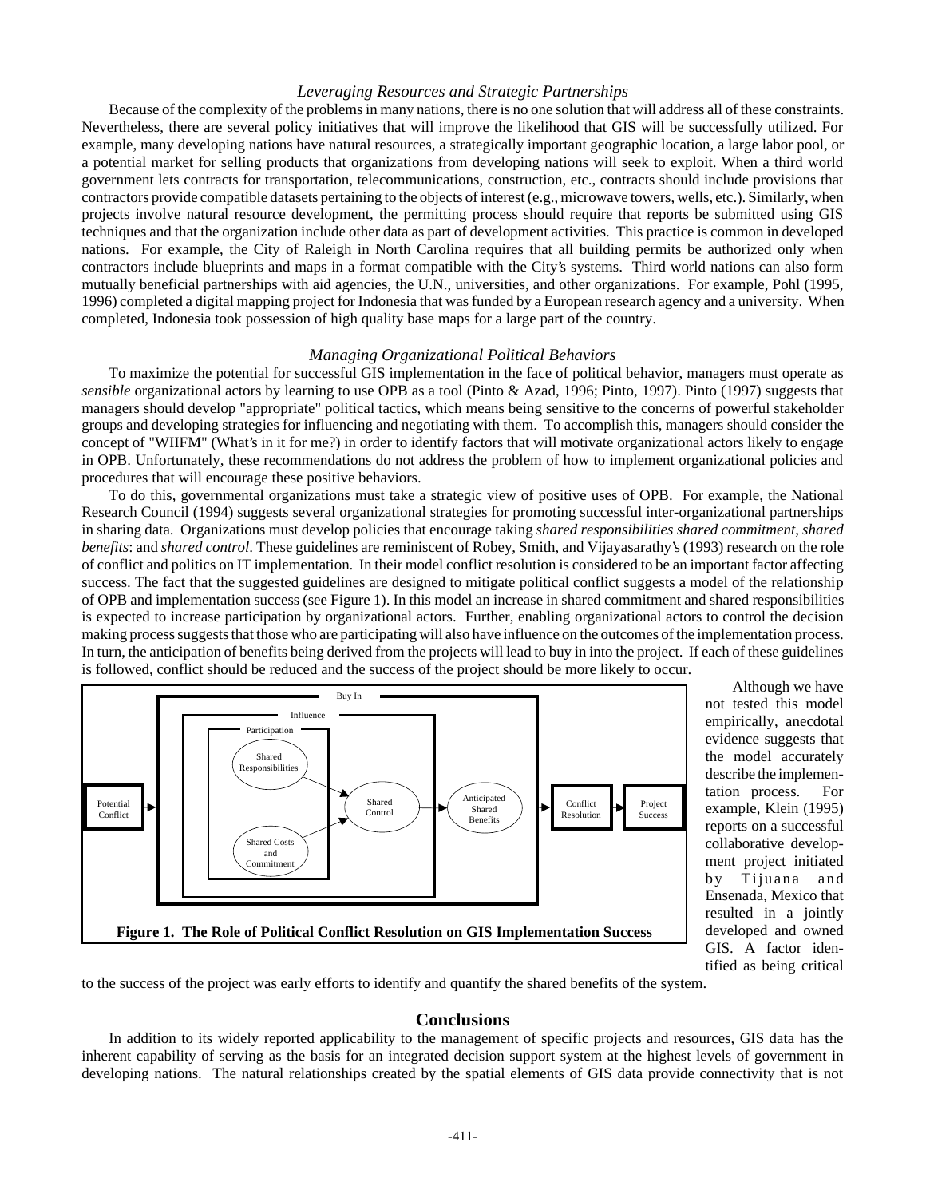### *Leveraging Resources and Strategic Partnerships*

Because of the complexity of the problems in many nations, there is no one solution that will address all of these constraints. Nevertheless, there are several policy initiatives that will improve the likelihood that GIS will be successfully utilized. For example, many developing nations have natural resources, a strategically important geographic location, a large labor pool, or a potential market for selling products that organizations from developing nations will seek to exploit. When a third world government lets contracts for transportation, telecommunications, construction, etc., contracts should include provisions that contractors provide compatible datasets pertaining to the objects of interest (e.g., microwave towers, wells, etc.). Similarly, when projects involve natural resource development, the permitting process should require that reports be submitted using GIS techniques and that the organization include other data as part of development activities. This practice is common in developed nations. For example, the City of Raleigh in North Carolina requires that all building permits be authorized only when contractors include blueprints and maps in a format compatible with the City's systems. Third world nations can also form mutually beneficial partnerships with aid agencies, the U.N., universities, and other organizations. For example, Pohl (1995, 1996) completed a digital mapping project for Indonesia that was funded by a European research agency and a university. When completed, Indonesia took possession of high quality base maps for a large part of the country.

### *Managing Organizational Political Behaviors*

To maximize the potential for successful GIS implementation in the face of political behavior, managers must operate as *sensible* organizational actors by learning to use OPB as a tool (Pinto & Azad, 1996; Pinto, 1997). Pinto (1997) suggests that managers should develop "appropriate" political tactics, which means being sensitive to the concerns of powerful stakeholder groups and developing strategies for influencing and negotiating with them. To accomplish this, managers should consider the concept of "WIIFM" (What's in it for me?) in order to identify factors that will motivate organizational actors likely to engage in OPB. Unfortunately, these recommendations do not address the problem of how to implement organizational policies and procedures that will encourage these positive behaviors.

To do this, governmental organizations must take a strategic view of positive uses of OPB. For example, the National Research Council (1994) suggests several organizational strategies for promoting successful inter-organizational partnerships in sharing data. Organizations must develop policies that encourage taking *shared responsibilities shared commitment*, *shared benefits*: and *shared control*. These guidelines are reminiscent of Robey, Smith, and Vijayasarathy's (1993) research on the role of conflict and politics on IT implementation. In their model conflict resolution is considered to be an important factor affecting success. The fact that the suggested guidelines are designed to mitigate political conflict suggests a model of the relationship of OPB and implementation success (see Figure 1). In this model an increase in shared commitment and shared responsibilities is expected to increase participation by organizational actors. Further, enabling organizational actors to control the decision making process suggests that those who are participating will also have influence on the outcomes of the implementation process. In turn, the anticipation of benefits being derived from the projects will lead to buy in into the project. If each of these guidelines is followed, conflict should be reduced and the success of the project should be more likely to occur.

**Figure 1. The Role of Political Conflict Resolution on GIS Implementation Success**

Although we have not tested this model empirically, anecdotal evidence suggests that the model accurately describe the implementation process. For example, Klein (1995) reports on a successful collaborative development project initiated by Tijuana and Ensenada, Mexico that resulted in a jointly developed and owned GIS. A factor identified as being critical to the success of the project was early efforts to identify and quantify the shared benefits of the system.

## Conclusions

In addition to its widely reported applicability to the management of specific projects and resources, GIS data has the inherent capability of serving as the basis for an integrated decision support system at the highest levels of government in developing nations. The natural relationships created by the spatial elements of GIS data provide connectivity that is not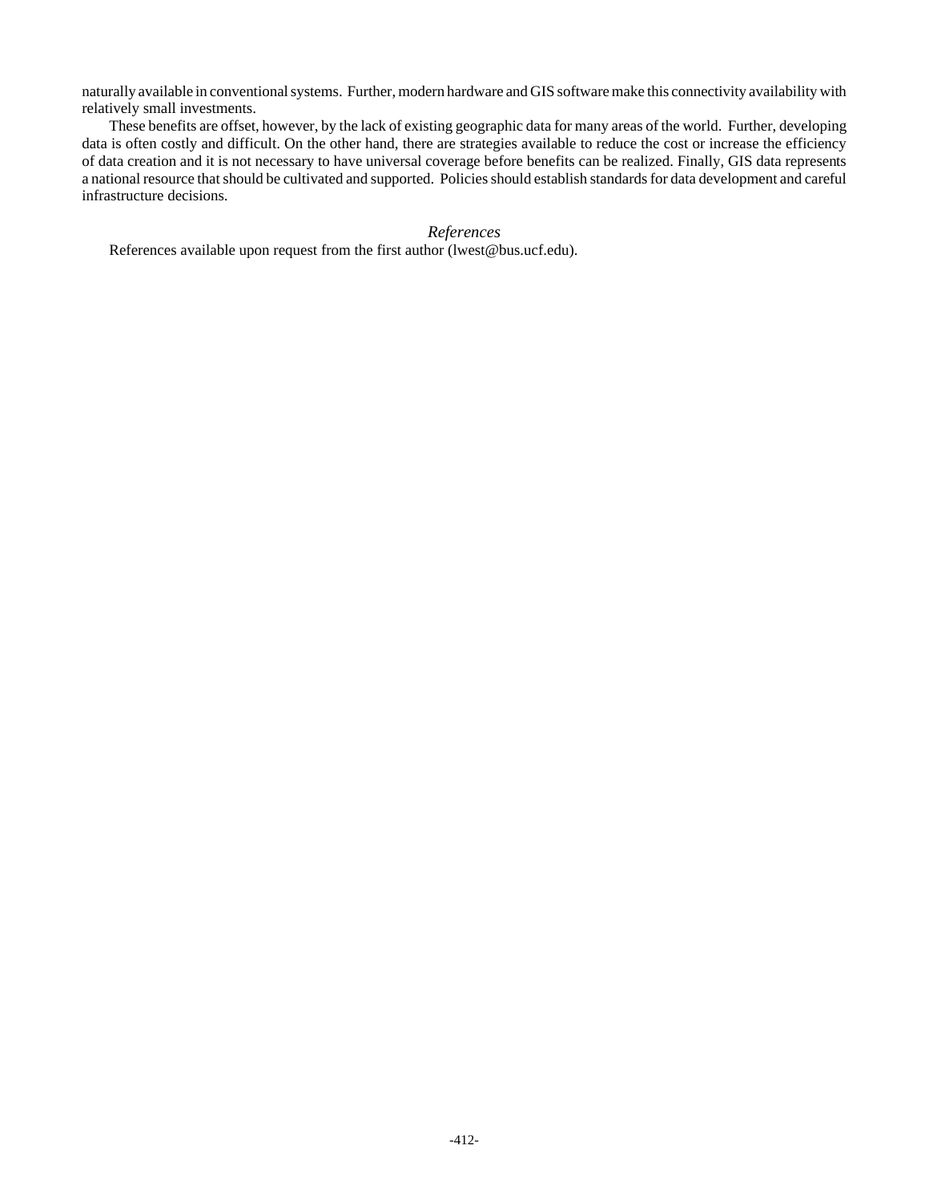naturally available in conventional systems. Further, modern hardware and GIS software make this connectivity availability with relatively small investments.

These benefits are offset, however, by the lack of existing geographic data for many areas of the world. Further, developing data is often costly and difficult. On the other hand, there are strategies available to reduce the cost or increase the efficiency of data creation and it is not necessary to have universal coverage before benefits can be realized. Finally, GIS data represents a national resource that should be cultivated and supported. Policies should establish standards for data development and careful infrastructure decisions.

## *References*

References available upon request from the first author (lwest@bus.ucf.edu).